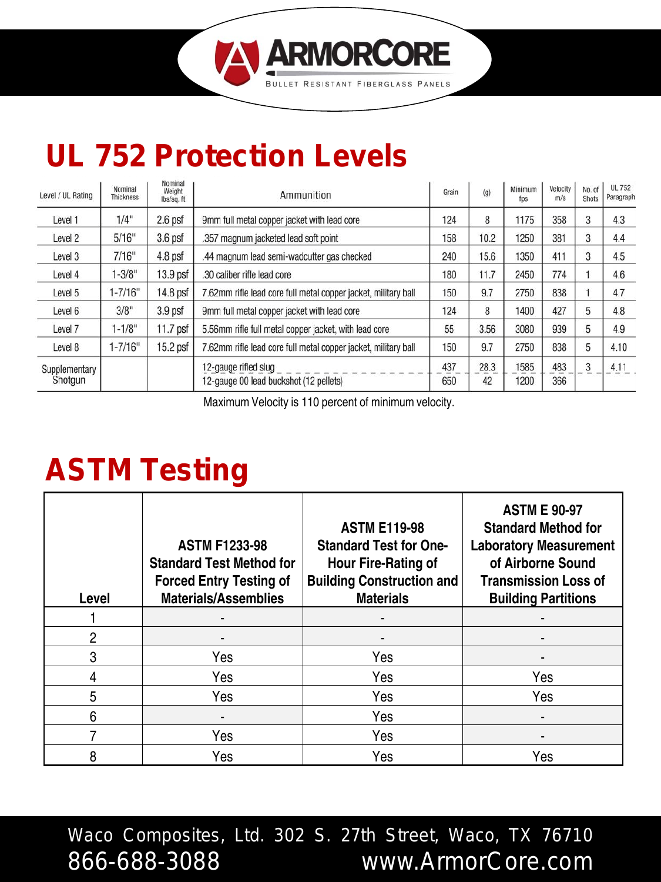ARMORCORE

BULLET RESISTANT FIBERGLASS PANELS

# UL 752 Protection Levels

| Level / UL Rating | Nominal Thickness | Nominal Weight lbs/sq. ft | Ammunition | Grain | (g) | Minimum fps | Velocity m/s | No. of Shots | UL 752 Paragraph |
|---|---|---|---|---|---|---|---|---|---|
| Level 1 | 1/4" | 2.6 psf | 9mm full metal copper jacket with lead core | 124 | 8 | 1175 | 358 | 3 | 4.3 |
| Level 2 | 5/16" | 3.6 psf | .357 magnum jacketed lead soft point | 158 | 10.2 | 1250 | 381 | 3 | 4.4 |
| Level 3 | 7/16" | 4.8 psf | .44 magnum lead semi-wadcutter gas checked | 240 | 15.6 | 1350 | 411 | 3 | 4.5 |
| Level 4 | 1-3/8" | 13.9 psf | .30 caliber rifle lead core | 180 | 11.7 | 2450 | 774 | 1 | 4.6 |
| Level 5 | 1-7/16" | 14.8 psf | 7.62mm rifle lead core full metal copper jacket, military ball | 150 | 9.7 | 2750 | 838 | 1 | 4.7 |
| Level 6 | 3/8" | 3.9 psf | 9mm full metal copper jacket with lead core | 124 | 8 | 1400 | 427 | 5 | 4.8 |
| Level 7 | 1-1/8" | 11.7 psf | 5.56mm rifle full metal copper jacket, with lead core | 55 | 3.56 | 3080 | 939 | 5 | 4.9 |
| Level 8 | 1-7/16" | 15.2 psf | 7.62mm rifle lead core full metal copper jacket, military ball | 150 | 9.7 | 2750 | 838 | 5 | 4.10 |
| Supplementary Shotgun | | | 12-gauge rifled slug | 437 | 28.3 | 1585 | 483 | 3 | 4.11 |
| | | | 12-gauge 00 lead buckshot (12 pellets) | 650 | 42 | 1200 | 366 | | |

Maximum Velocity is 110 percent of minimum velocity.

# ASTM Testing

| Level | ASTM F1233-98 Standard Test Method for Forced Entry Testing of Materials/Assemblies | ASTM E119-98 Standard Test for One-Hour Fire-Rating of Building Construction and Materials | ASTM E 90-97 Standard Method for Laboratory Measurement of Airborne Sound Transmission Loss of Building Partitions |
|---|---|---|---|
| 1 | - | - | - |
| 2 | - | - | - |
| 3 | Yes | Yes | - |
| 4 | Yes | Yes | Yes |
| 5 | Yes | Yes | Yes |
| 6 | - | Yes | - |
| 7 | Yes | Yes | - |
| 8 | Yes | Yes | Yes |

Waco Composites, Ltd. 302 S. 27th Street, Waco, TX 76710

866-688-3088 www.ArmorCore.com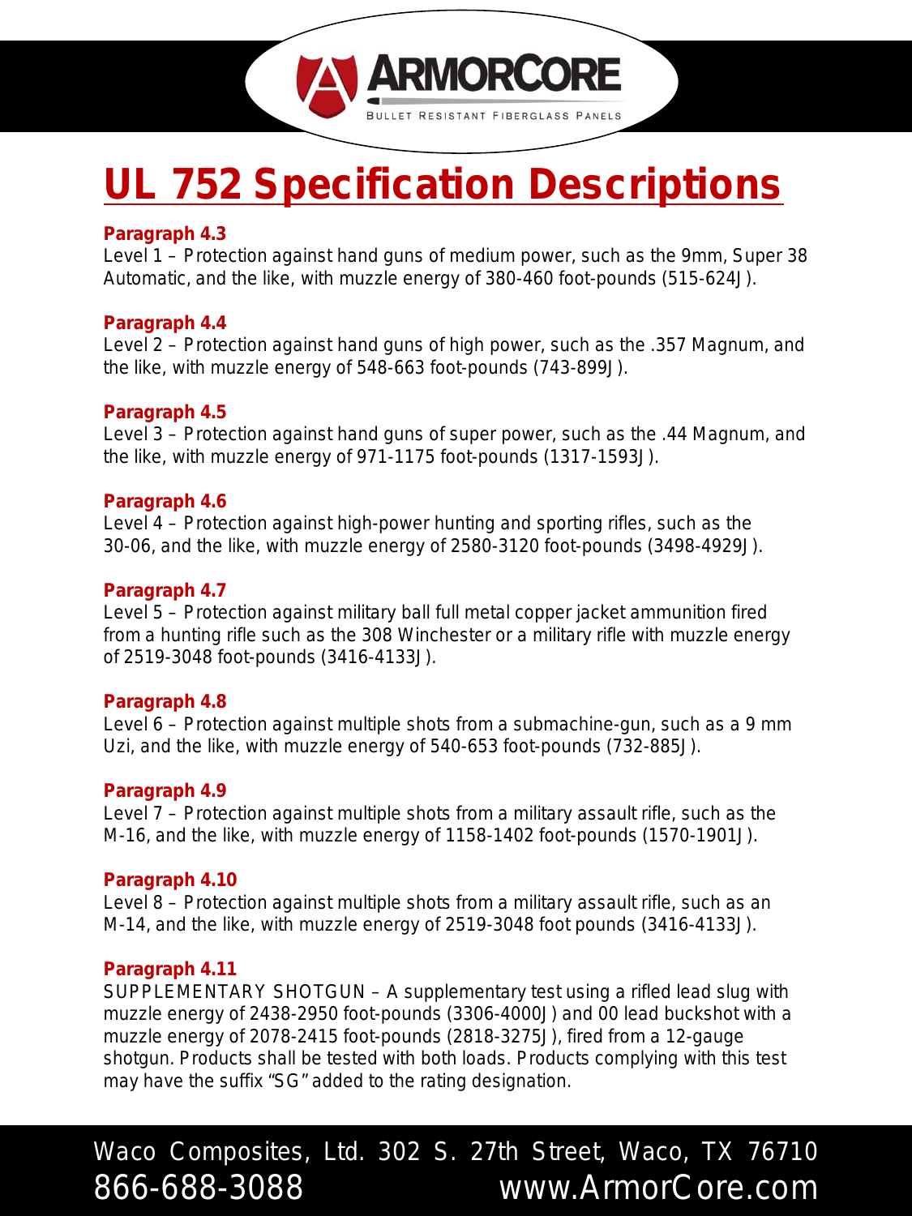ARMORCORE

BULLET RESISTANT FIBERGLASS PANELS

# UL 752 Specification Descriptions

**Paragraph 4.3**
Level 1 – Protection against hand guns of medium power, such as the 9mm, Super 38 Automatic, and the like, with muzzle energy of 380-460 foot-pounds (515-624J).

**Paragraph 4.4**
Level 2 – Protection against hand guns of high power, such as the .357 Magnum, and the like, with muzzle energy of 548-663 foot-pounds (743-899J).

**Paragraph 4.5**
Level 3 – Protection against hand guns of super power, such as the .44 Magnum, and the like, with muzzle energy of 971-1175 foot-pounds (1317-1593J).

**Paragraph 4.6**
Level 4 – Protection against high-power hunting and sporting rifles, such as the 30-06, and the like, with muzzle energy of 2580-3120 foot-pounds (3498-4929J).

**Paragraph 4.7**
Level 5 – Protection against military ball full metal copper jacket ammunition fired from a hunting rifle such as the 308 Winchester or a military rifle with muzzle energy of 2519-3048 foot-pounds (3416-4133J).

**Paragraph 4.8**
Level 6 – Protection against multiple shots from a submachine-gun, such as a 9 mm Uzi, and the like, with muzzle energy of 540-653 foot-pounds (732-885J).

**Paragraph 4.9**
Level 7 – Protection against multiple shots from a military assault rifle, such as the M-16, and the like, with muzzle energy of 1158-1402 foot-pounds (1570-1901J).

**Paragraph 4.10**
Level 8 – Protection against multiple shots from a military assault rifle, such as an M-14, and the like, with muzzle energy of 2519-3048 foot pounds (3416-4133J).

**Paragraph 4.11**
SUPPLEMENTARY SHOTGUN – A supplementary test using a rifled lead slug with muzzle energy of 2438-2950 foot-pounds (3306-4000J) and 00 lead buckshot with a muzzle energy of 2078-2415 foot-pounds (2818-3275J), fired from a 12-gauge shotgun. Products shall be tested with both loads. Products complying with this test may have the suffix "SG" added to the rating designation.

Waco Composites, Ltd. 302 S. 27th Street, Waco, TX 76710
866-688-3088 www.ArmorCore.com